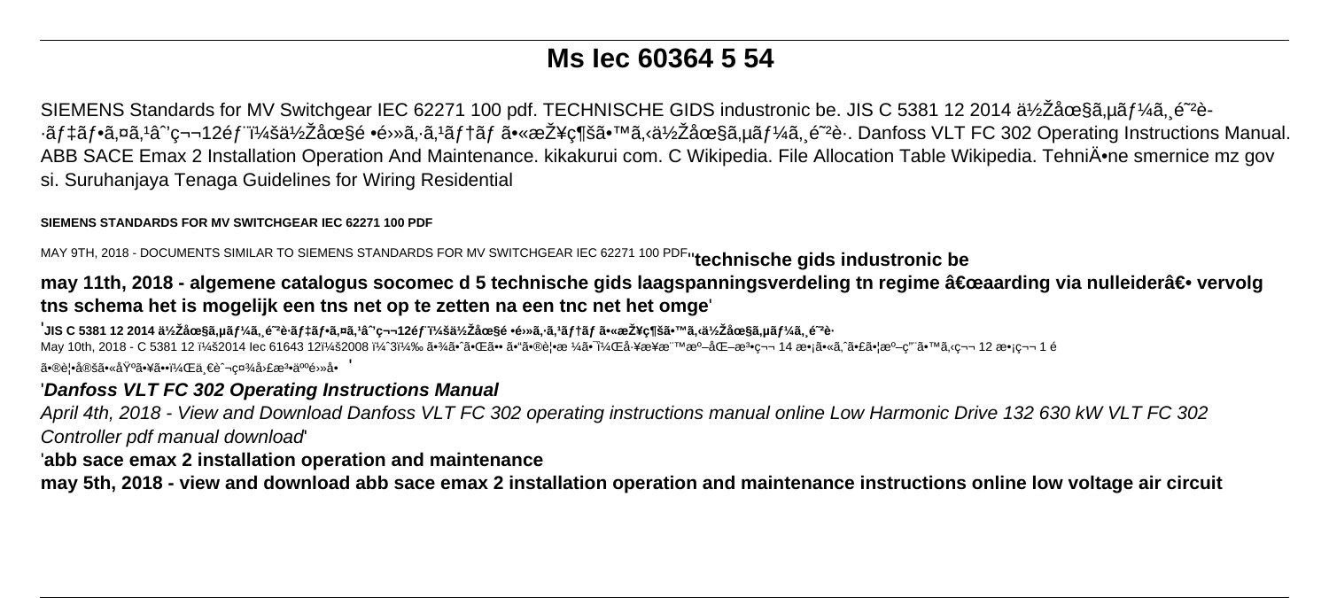# Ms Iec 60364 5 54

SIEMENS Standards for MV Switchgear IEC 62271 100 pdf. TECHNISCHE GIDS industronic be. JIS C 5381 12 2014 ä½Žåœ§ã‚µãƒ¼ã‚¸é˜²è­·ãƒ‡ãƒ•ã‚¤ã‚¹â€'ç¬¬12éƒ¨ï¼šä½Žåœ§é •é›»ã‚·ã‚¹ãƒ†ãƒ ã•«æŽ¥ç¶šã•™ã‚‹ä½Žåœ§ã‚µãƒ¼ã‚¸é˜²è­·. Danfoss VLT FC 302 Operating Instructions Manual. ABB SACE Emax 2 Installation Operation And Maintenance. kikakurui com. C Wikipedia. File Allocation Table Wikipedia. TehniÄ•ne smernice mz gov si. Suruhanjaya Tenaga Guidelines for Wiring Residential

**SIEMENS STANDARDS FOR MV SWITCHGEAR IEC 62271 100 PDF**

MAY 9TH, 2018 - DOCUMENTS SIMILAR TO SIEMENS STANDARDS FOR MV SWITCHGEAR IEC 62271 100 PDF''**technische gids industronic be**

**may 11th, 2018 - algemene catalogus socomec d 5 technische gids laagspanningsverdeling tn regime â€œaarding via nulleiderâ€• vervolg tns schema het is mogelijk een tns net op te zetten na een tnc net het omge**'

'**JIS C 5381 12 2014 ä½Žåœ§ã‚µãƒ¼ã‚¸é˜²è­·ãƒ‡ãƒ•ã‚¤ã‚¹â€'ç¬¬12éƒ¨ï¼šä½Žåœ§é •é›»ã‚·ã‚¹ãƒ†ãƒ ã•«æŽ¥ç¶šã•™ã‚‹ä½Žåœ§ã‚µãƒ¼ã‚¸é˜²è­·**

May 10th, 2018 - C 5381 12 ï¼š2014 Iec 61643 12ï¼š2008 ï¼ˆ3ï¼‰ ã•¾ã•ˆã•Œã•• ã•"ã•®è¦•æ ¼ã•¯ï¼Œå·¥æ¥­æ¨™æº–åŒ–æ³•ç¬¬ 14 æ•¡ã•«ã‚ˆã•£ã•¦æº–ç"¨ã•™ã‚‹ç¬¬ 12 æ•¡ç¬¬ 1 é ã•®è¦•å®šã•«åŸºã•¥ã••ï¼Œä¸€èˆ¬ç¤¾å›£æ³•äººé›»å• '

'***Danfoss VLT FC 302 Operating Instructions Manual***

*April 4th, 2018 - View and Download Danfoss VLT FC 302 operating instructions manual online Low Harmonic Drive 132 630 kW VLT FC 302 Controller pdf manual download*'

'**abb sace emax 2 installation operation and maintenance**

**may 5th, 2018 - view and download abb sace emax 2 installation operation and maintenance instructions online low voltage air circuit**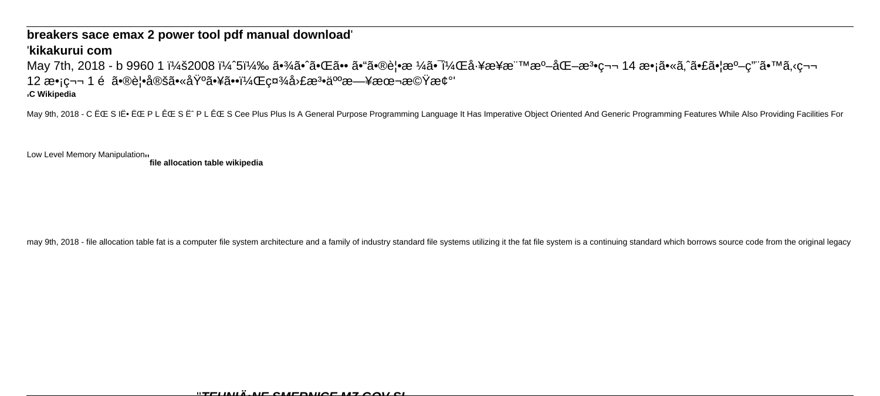**breakers sace emax 2 power tool pdf manual download**'

'**kikakurui com**

May 7th, 2018 - b 9960 1 ï¼š2008 ï¼ˆ5ï¼‰ ã•¾ã•ˆã•Œã•• ã•"ã•®è¦•æ ¼ã•¯ï¼Œå·¥æ¥­æ¨™æº–åŒ–æ³•ç¬¬ 14 æ•¡ã•«ã‚ˆã•£ã•¦æº–ç"¨ã•™ã‚‹ç¬¬ 12 æ•¡ç¬¬ 1 é ã•®è¦•å®šã•«åŸºã•¥ã••ï¼Œç¤¾å›£æ³•äººæ—¥æœ¬æ©Ÿæ¢°'

'**C Wikipedia**

May 9th, 2018 - C ËŒ S IË• ËŒ P L ÊŒ S Ëˆ P L ÊŒ S Cee Plus Plus Is A General Purpose Programming Language It Has Imperative Object Oriented And Generic Programming Features While Also Providing Facilities For Low Level Memory Manipulation''

**file allocation table wikipedia**

may 9th, 2018 - file allocation table fat is a computer file system architecture and a family of industry standard file systems utilizing it the fat file system is a continuing standard which borrows source code from the original legacy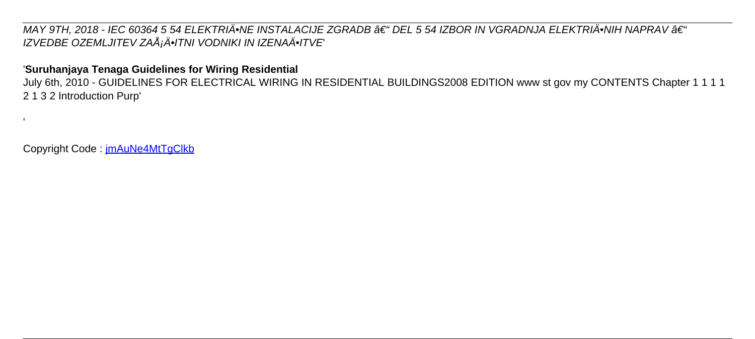*MAY 9TH, 2018 - IEC 60364 5 54 ELEKTRIÄ•NE INSTALACIJE ZGRADB â€" DEL 5 54 IZBOR IN VGRADNJA ELEKTRIÄ•NIH NAPRAV â€" IZVEDBE OZEMLJITEV ZAÅ¡Ä•ITNI VODNIKI IN IZENAÄ•ITVE'*

'**Suruhanjaya Tenaga Guidelines for Wiring Residential**
July 6th, 2010 - GUIDELINES FOR ELECTRICAL WIRING IN RESIDENTIAL BUILDINGS2008 EDITION www st gov my CONTENTS Chapter 1 1 1 1 2 1 3 2 Introduction Purp'

'

Copyright Code : jmAuNe4MtTgClkb